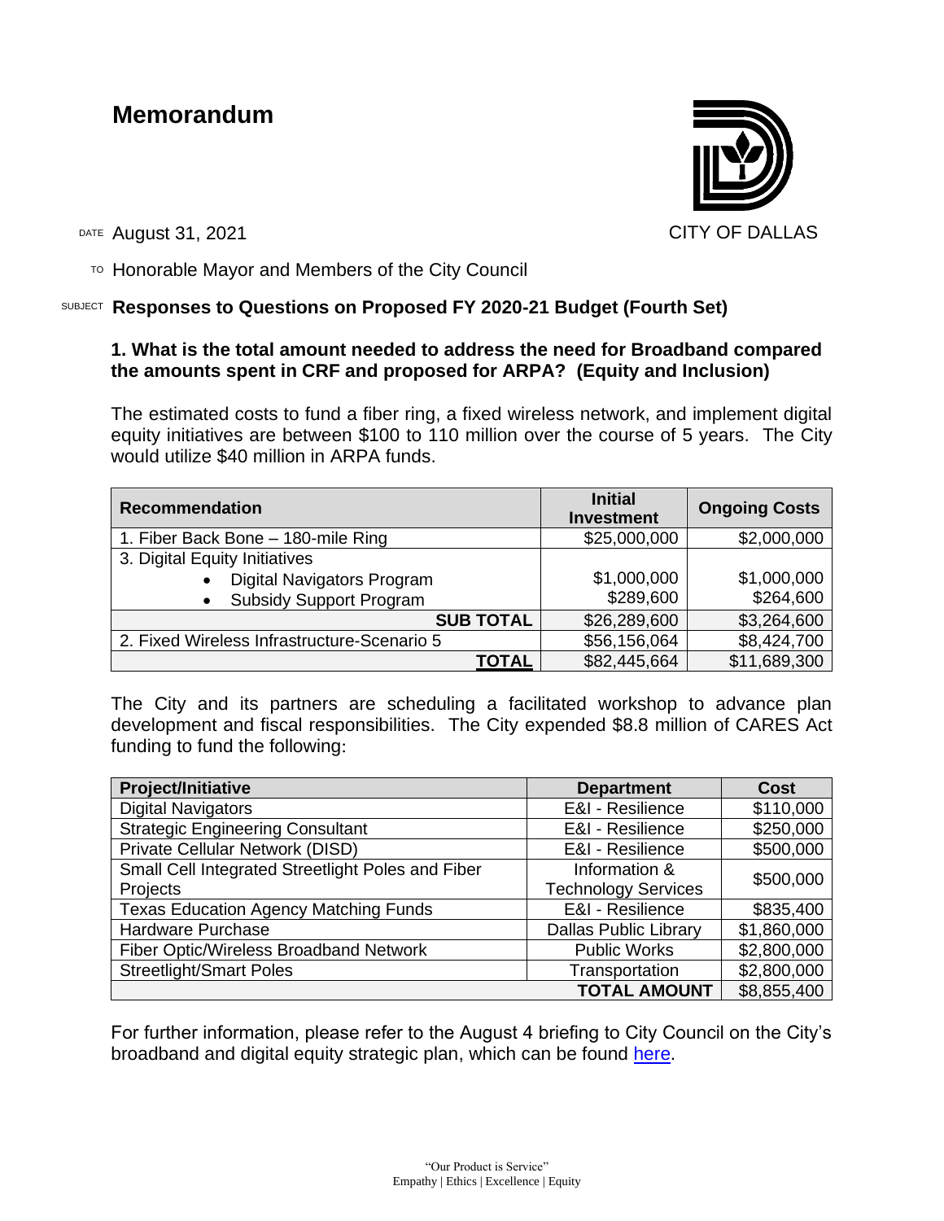# Memorandum

CITY OF DALLAS

DATE August 31, 2021

TO Honorable Mayor and Members of the City Council

SUBJECT **Responses to Questions on Proposed FY 2020-21 Budget (Fourth Set)**

**1. What is the total amount needed to address the need for Broadband compared the amounts spent in CRF and proposed for ARPA? (Equity and Inclusion)**

The estimated costs to fund a fiber ring, a fixed wireless network, and implement digital equity initiatives are between $100 to 110 million over the course of 5 years. The City would utilize $40 million in ARPA funds.

| Recommendation | Initial Investment | Ongoing Costs |
|---|---|---|
| 1. Fiber Back Bone – 180-mile Ring | $25,000,000 | $2,000,000 |
| 3. Digital Equity Initiatives | | |
| • Digital Navigators Program | $1,000,000 | $1,000,000 |
| • Subsidy Support Program | $289,600 | $264,600 |
| **SUB TOTAL** | $26,289,600 | $3,264,600 |
| 2. Fixed Wireless Infrastructure-Scenario 5 | $56,156,064 | $8,424,700 |
| **TOTAL** | $82,445,664 | $11,689,300 |

The City and its partners are scheduling a facilitated workshop to advance plan development and fiscal responsibilities. The City expended $8.8 million of CARES Act funding to fund the following:

| Project/Initiative | Department | Cost |
|---|---|---|
| Digital Navigators | E&I - Resilience | $110,000 |
| Strategic Engineering Consultant | E&I - Resilience | $250,000 |
| Private Cellular Network (DISD) | E&I - Resilience | $500,000 |
| Small Cell Integrated Streetlight Poles and Fiber Projects | Information & Technology Services | $500,000 |
| Texas Education Agency Matching Funds | E&I - Resilience | $835,400 |
| Hardware Purchase | Dallas Public Library | $1,860,000 |
| Fiber Optic/Wireless Broadband Network | Public Works | $2,800,000 |
| Streetlight/Smart Poles | Transportation | $2,800,000 |
| | **TOTAL AMOUNT** | $8,855,400 |

For further information, please refer to the August 4 briefing to City Council on the City's broadband and digital equity strategic plan, which can be found here.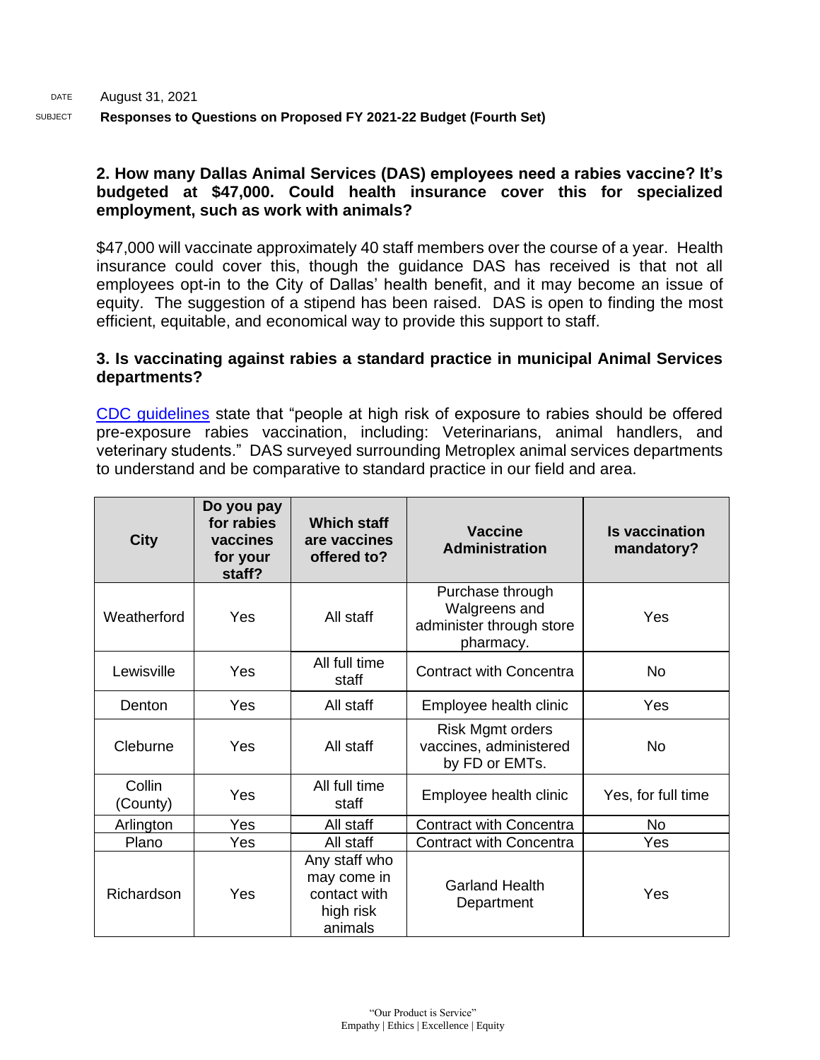DATE August 31, 2021

SUBJECT **Responses to Questions on Proposed FY 2021-22 Budget (Fourth Set)**

**2. How many Dallas Animal Services (DAS) employees need a rabies vaccine? It's budgeted at $47,000. Could health insurance cover this for specialized employment, such as work with animals?**

$47,000 will vaccinate approximately 40 staff members over the course of a year. Health insurance could cover this, though the guidance DAS has received is that not all employees opt-in to the City of Dallas' health benefit, and it may become an issue of equity. The suggestion of a stipend has been raised. DAS is open to finding the most efficient, equitable, and economical way to provide this support to staff.

**3. Is vaccinating against rabies a standard practice in municipal Animal Services departments?**

CDC guidelines state that "people at high risk of exposure to rabies should be offered pre-exposure rabies vaccination, including: Veterinarians, animal handlers, and veterinary students." DAS surveyed surrounding Metroplex animal services departments to understand and be comparative to standard practice in our field and area.

| City | Do you pay for rabies vaccines for your staff? | Which staff are vaccines offered to? | Vaccine Administration | Is vaccination mandatory? |
|---|---|---|---|---|
| Weatherford | Yes | All staff | Purchase through Walgreens and administer through store pharmacy. | Yes |
| Lewisville | Yes | All full time staff | Contract with Concentra | No |
| Denton | Yes | All staff | Employee health clinic | Yes |
| Cleburne | Yes | All staff | Risk Mgmt orders vaccines, administered by FD or EMTs. | No |
| Collin (County) | Yes | All full time staff | Employee health clinic | Yes, for full time |
| Arlington | Yes | All staff | Contract with Concentra | No |
| Plano | Yes | All staff | Contract with Concentra | Yes |
| Richardson | Yes | Any staff who may come in contact with high risk animals | Garland Health Department | Yes |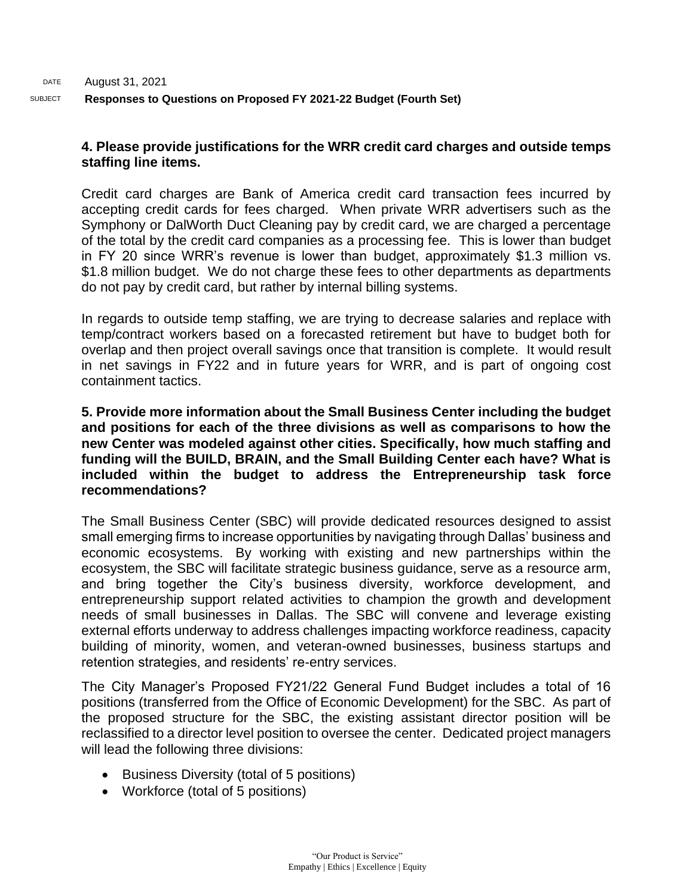DATE August 31, 2021

SUBJECT **Responses to Questions on Proposed FY 2021-22 Budget (Fourth Set)**

**4. Please provide justifications for the WRR credit card charges and outside temps staffing line items.**

Credit card charges are Bank of America credit card transaction fees incurred by accepting credit cards for fees charged. When private WRR advertisers such as the Symphony or DalWorth Duct Cleaning pay by credit card, we are charged a percentage of the total by the credit card companies as a processing fee. This is lower than budget in FY 20 since WRR's revenue is lower than budget, approximately $1.3 million vs. $1.8 million budget. We do not charge these fees to other departments as departments do not pay by credit card, but rather by internal billing systems.

In regards to outside temp staffing, we are trying to decrease salaries and replace with temp/contract workers based on a forecasted retirement but have to budget both for overlap and then project overall savings once that transition is complete. It would result in net savings in FY22 and in future years for WRR, and is part of ongoing cost containment tactics.

**5. Provide more information about the Small Business Center including the budget and positions for each of the three divisions as well as comparisons to how the new Center was modeled against other cities. Specifically, how much staffing and funding will the BUILD, BRAIN, and the Small Building Center each have? What is included within the budget to address the Entrepreneurship task force recommendations?**

The Small Business Center (SBC) will provide dedicated resources designed to assist small emerging firms to increase opportunities by navigating through Dallas' business and economic ecosystems. By working with existing and new partnerships within the ecosystem, the SBC will facilitate strategic business guidance, serve as a resource arm, and bring together the City's business diversity, workforce development, and entrepreneurship support related activities to champion the growth and development needs of small businesses in Dallas. The SBC will convene and leverage existing external efforts underway to address challenges impacting workforce readiness, capacity building of minority, women, and veteran-owned businesses, business startups and retention strategies, and residents' re-entry services.

The City Manager's Proposed FY21/22 General Fund Budget includes a total of 16 positions (transferred from the Office of Economic Development) for the SBC. As part of the proposed structure for the SBC, the existing assistant director position will be reclassified to a director level position to oversee the center. Dedicated project managers will lead the following three divisions:

- Business Diversity (total of 5 positions)
- Workforce (total of 5 positions)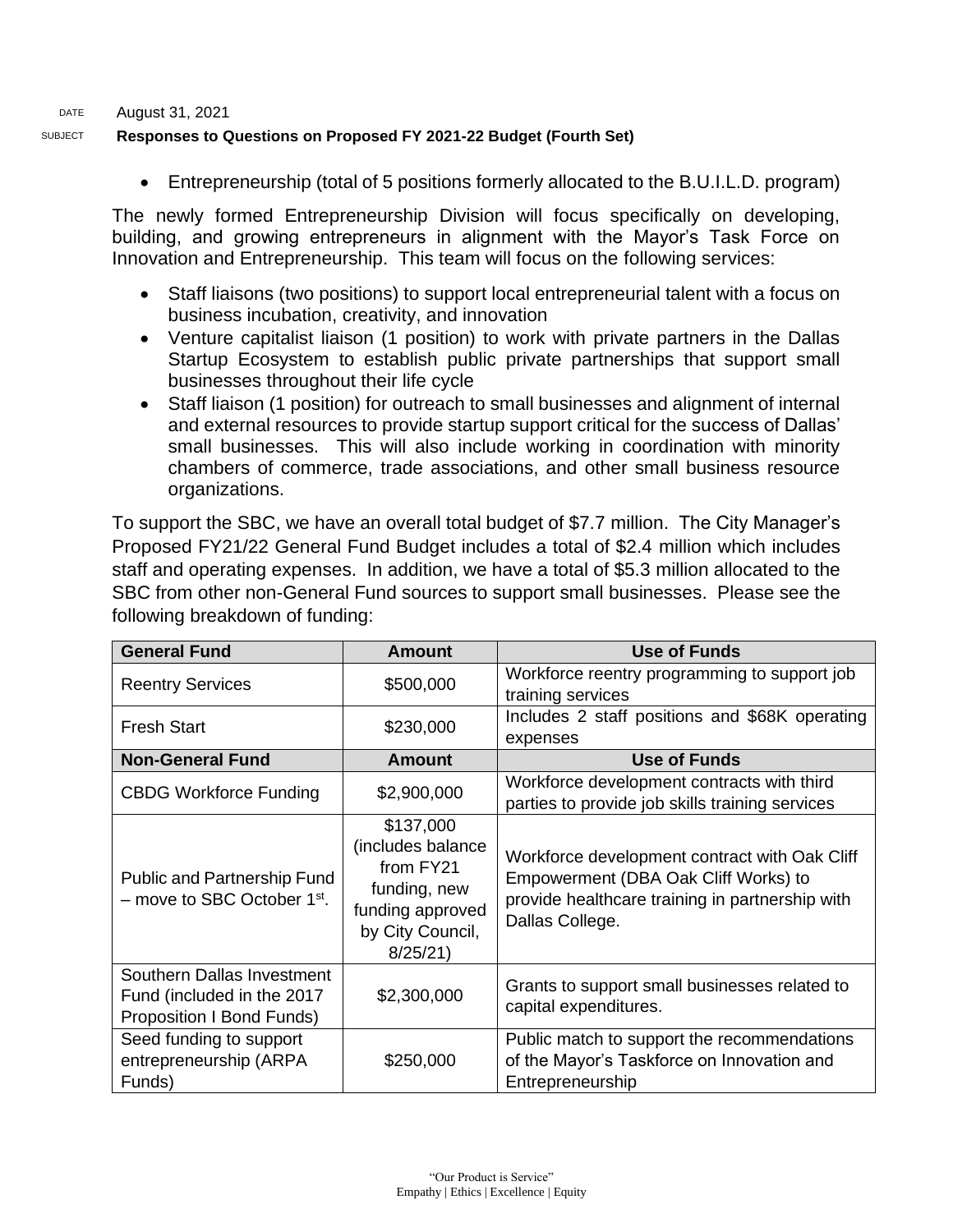DATE August 31, 2021

SUBJECT **Responses to Questions on Proposed FY 2021-22 Budget (Fourth Set)**

- Entrepreneurship (total of 5 positions formerly allocated to the B.U.I.L.D. program)

The newly formed Entrepreneurship Division will focus specifically on developing, building, and growing entrepreneurs in alignment with the Mayor's Task Force on Innovation and Entrepreneurship. This team will focus on the following services:

- Staff liaisons (two positions) to support local entrepreneurial talent with a focus on business incubation, creativity, and innovation
- Venture capitalist liaison (1 position) to work with private partners in the Dallas Startup Ecosystem to establish public private partnerships that support small businesses throughout their life cycle
- Staff liaison (1 position) for outreach to small businesses and alignment of internal and external resources to provide startup support critical for the success of Dallas' small businesses. This will also include working in coordination with minority chambers of commerce, trade associations, and other small business resource organizations.

To support the SBC, we have an overall total budget of $7.7 million. The City Manager's Proposed FY21/22 General Fund Budget includes a total of $2.4 million which includes staff and operating expenses. In addition, we have a total of $5.3 million allocated to the SBC from other non-General Fund sources to support small businesses. Please see the following breakdown of funding:

| **General Fund** | **Amount** | **Use of Funds** |
|---|---|---|
| Reentry Services | $500,000 | Workforce reentry programming to support job training services |
| Fresh Start | $230,000 | Includes 2 staff positions and $68K operating expenses |
| **Non-General Fund** | **Amount** | **Use of Funds** |
| CBDG Workforce Funding | $2,900,000 | Workforce development contracts with third parties to provide job skills training services |
| Public and Partnership Fund – move to SBC October 1st. | $137,000 (includes balance from FY21 funding, new funding approved by City Council, 8/25/21) | Workforce development contract with Oak Cliff Empowerment (DBA Oak Cliff Works) to provide healthcare training in partnership with Dallas College. |
| Southern Dallas Investment Fund (included in the 2017 Proposition I Bond Funds) | $2,300,000 | Grants to support small businesses related to capital expenditures. |
| Seed funding to support entrepreneurship (ARPA Funds) | $250,000 | Public match to support the recommendations of the Mayor's Taskforce on Innovation and Entrepreneurship |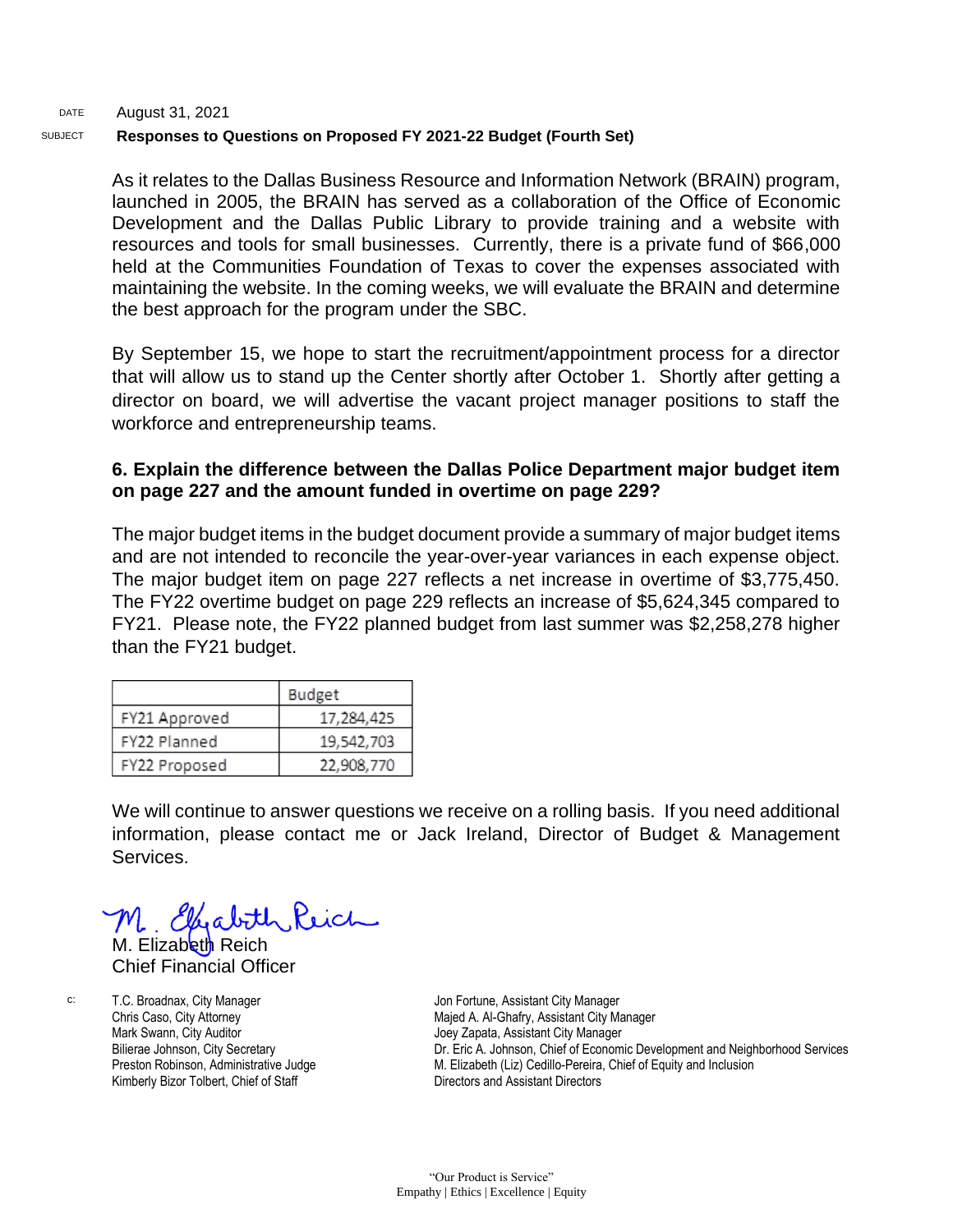DATE August 31, 2021

SUBJECT **Responses to Questions on Proposed FY 2021-22 Budget (Fourth Set)**

As it relates to the Dallas Business Resource and Information Network (BRAIN) program, launched in 2005, the BRAIN has served as a collaboration of the Office of Economic Development and the Dallas Public Library to provide training and a website with resources and tools for small businesses. Currently, there is a private fund of $66,000 held at the Communities Foundation of Texas to cover the expenses associated with maintaining the website. In the coming weeks, we will evaluate the BRAIN and determine the best approach for the program under the SBC.

By September 15, we hope to start the recruitment/appointment process for a director that will allow us to stand up the Center shortly after October 1. Shortly after getting a director on board, we will advertise the vacant project manager positions to staff the workforce and entrepreneurship teams.

**6. Explain the difference between the Dallas Police Department major budget item on page 227 and the amount funded in overtime on page 229?**

The major budget items in the budget document provide a summary of major budget items and are not intended to reconcile the year-over-year variances in each expense object. The major budget item on page 227 reflects a net increase in overtime of $3,775,450. The FY22 overtime budget on page 229 reflects an increase of $5,624,345 compared to FY21. Please note, the FY22 planned budget from last summer was $2,258,278 higher than the FY21 budget.

| | Budget |
|---|---|
| FY21 Approved | 17,284,425 |
| FY22 Planned | 19,542,703 |
| FY22 Proposed | 22,908,770 |

We will continue to answer questions we receive on a rolling basis. If you need additional information, please contact me or Jack Ireland, Director of Budget & Management Services.

M. Elizabeth Reich
Chief Financial Officer

c: T.C. Broadnax, City Manager
Chris Caso, City Attorney
Mark Swann, City Auditor
Bilierae Johnson, City Secretary
Preston Robinson, Administrative Judge
Kimberly Bizor Tolbert, Chief of Staff
Jon Fortune, Assistant City Manager
Majed A. Al-Ghafry, Assistant City Manager
Joey Zapata, Assistant City Manager
Dr. Eric A. Johnson, Chief of Economic Development and Neighborhood Services
M. Elizabeth (Liz) Cedillo-Pereira, Chief of Equity and Inclusion
Directors and Assistant Directors